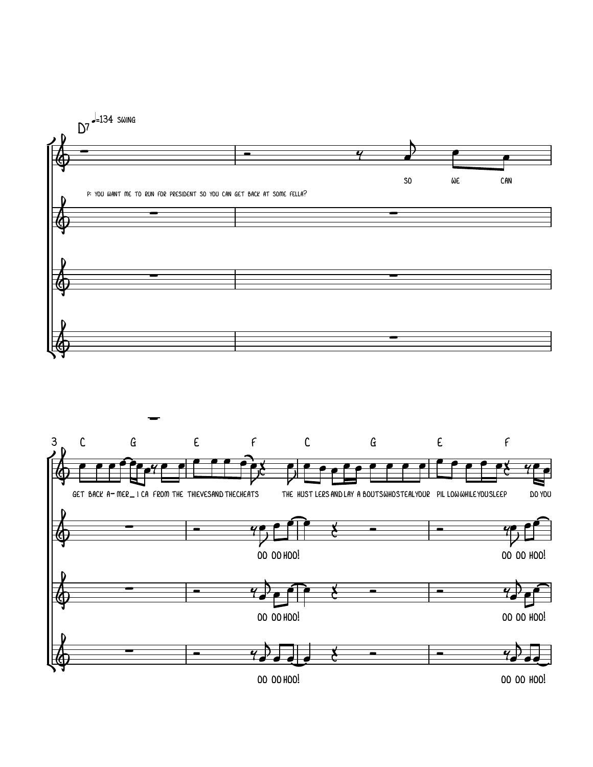D7 ♩=134 SWING

P: YOU WANT ME TO RUN FOR PRESIDENT SO YOU CAN GET BACK AT SOME FELLA?

SO WE CAN

3 C G E F C G E F

GET BACK A- MER_ I CA FROM THE THIEVES AND THE CHEATS THE HUST LERS AND LAY A BOUTS WHO STEAL YOUR PIL LOW WHILE YOU SLEEP DO YOU

OO OO HOO! OO OO HOO!

OO OO HOO! OO OO HOO!

OO OO HOO! OO OO HOO!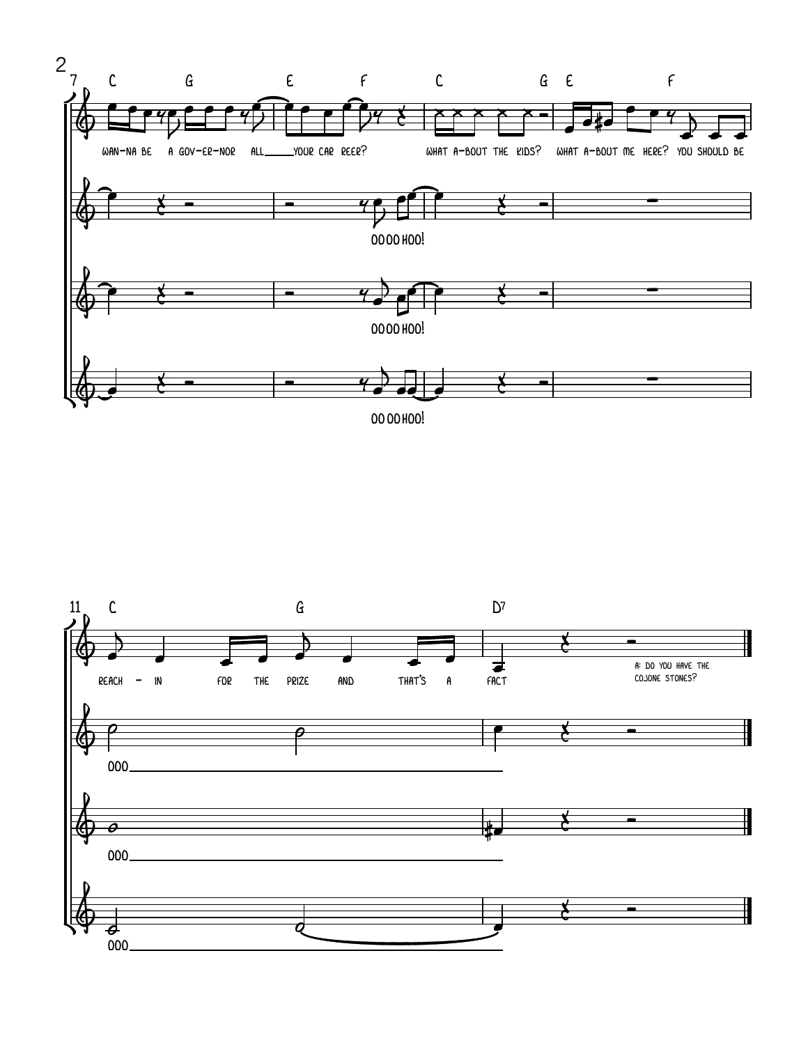7

C G E F C G E F

WAN-NA BE A GOV-ER-NOR ALL YOUR CAR REER? WHAT A-BOUT THE KIDS? WHAT A-BOUT ME HERE? YOU SHOULD BE

OO OO HOO!

OO OO HOO!

OO OO HOO!

11

C G D7

REACH - IN FOR THE PRIZE AND THAT'S A FACT

A: DO YOU HAVE THE COJONE STONES?

OOO

OOO

OOO